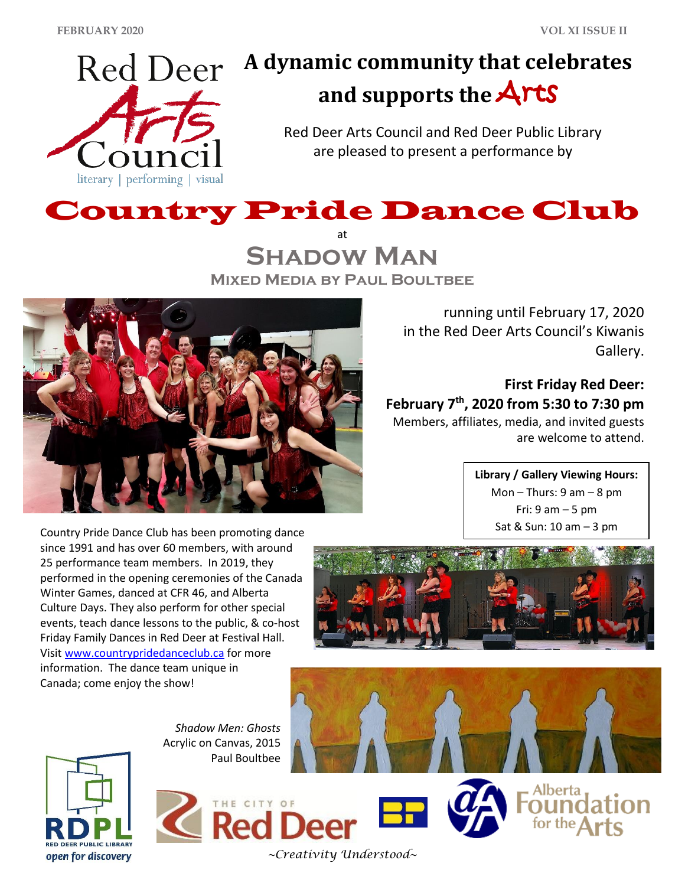# A dynamic community that celebrates and supports the Arts

Red Deer Arts Council and Red Deer Public Library are pleased to present a performance by

# Country Pride Dance Club

at

## Shadow Man

### Mixed Media by Paul Boultbee

running until February 17, 2020 in the Red Deer Arts Council's Kiwanis Gallery.

**First Friday Red Deer:**
**February 7th, 2020 from 5:30 to 7:30 pm**
Members, affiliates, media, and invited guests are welcome to attend.

**Library / Gallery Viewing Hours:**
Mon – Thurs: 9 am – 8 pm
Fri: 9 am – 5 pm
Sat & Sun: 10 am – 3 pm

Country Pride Dance Club has been promoting dance since 1991 and has over 60 members, with around 25 performance team members. In 2019, they performed in the opening ceremonies of the Canada Winter Games, danced at CFR 46, and Alberta Culture Days. They also perform for other special events, teach dance lessons to the public, & co-host Friday Family Dances in Red Deer at Festival Hall. Visit www.countrypridedanceclub.ca for more information. The dance team unique in Canada; come enjoy the show!

*Shadow Men: Ghosts*
Acrylic on Canvas, 2015
Paul Boultbee

*~Creativity Understood~*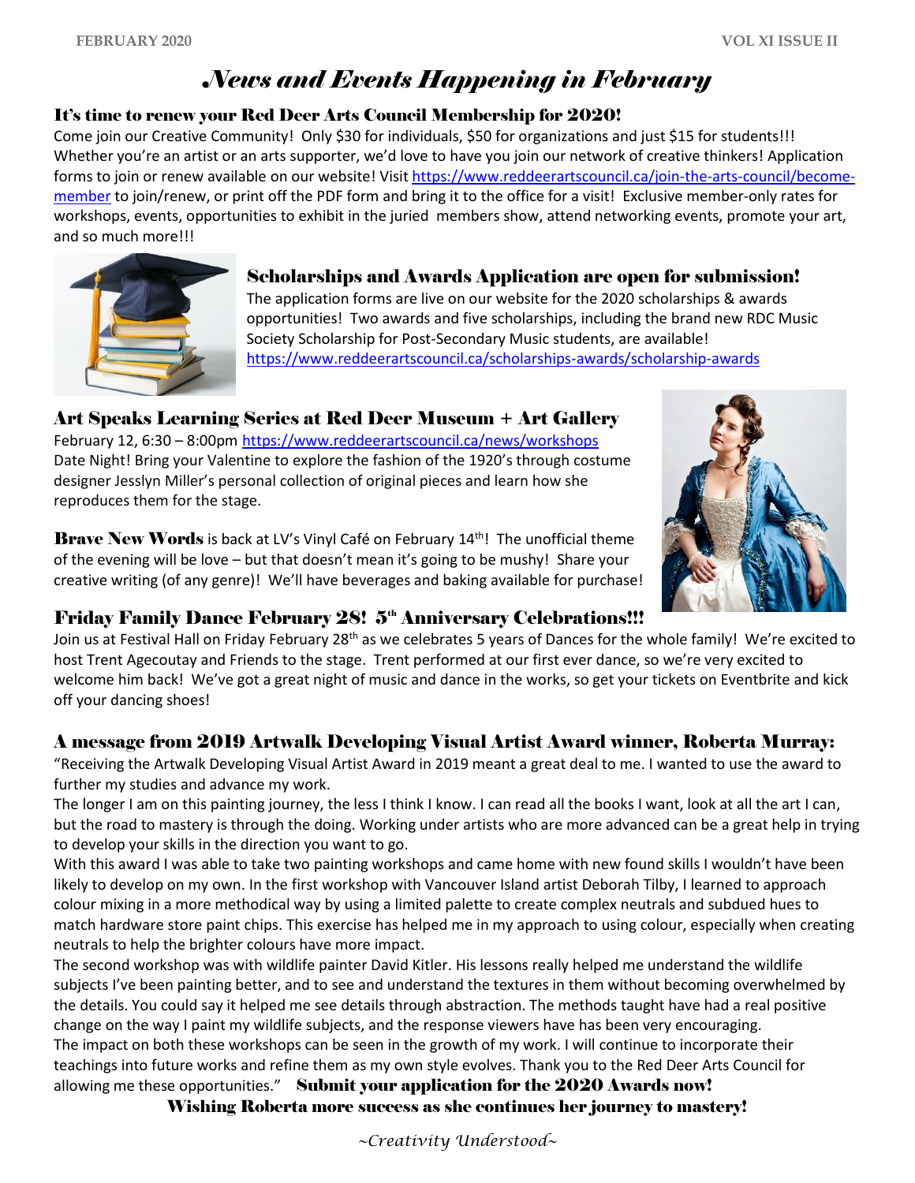# *News and Events Happening in February*

## It's time to renew your Red Deer Arts Council Membership for 2020!

Come join our Creative Community! Only $30 for individuals, $50 for organizations and just $15 for students!!! Whether you're an artist or an arts supporter, we'd love to have you join our network of creative thinkers! Application forms to join or renew available on our website! Visit https://www.reddeerartscouncil.ca/join-the-arts-council/become-member to join/renew, or print off the PDF form and bring it to the office for a visit! Exclusive member-only rates for workshops, events, opportunities to exhibit in the juried members show, attend networking events, promote your art, and so much more!!!

## Scholarships and Awards Application are open for submission!

The application forms are live on our website for the 2020 scholarships & awards opportunities! Two awards and five scholarships, including the brand new RDC Music Society Scholarship for Post-Secondary Music students, are available!
https://www.reddeerartscouncil.ca/scholarships-awards/scholarship-awards

## Art Speaks Learning Series at Red Deer Museum + Art Gallery

February 12, 6:30 – 8:00pm https://www.reddeerartscouncil.ca/news/workshops
Date Night! Bring your Valentine to explore the fashion of the 1920's through costume designer Jesslyn Miller's personal collection of original pieces and learn how she reproduces them for the stage.

**Brave New Words** is back at LV's Vinyl Café on February 14th! The unofficial theme of the evening will be love – but that doesn't mean it's going to be mushy! Share your creative writing (of any genre)! We'll have beverages and baking available for purchase!

## Friday Family Dance February 28! 5th Anniversary Celebrations!!!

Join us at Festival Hall on Friday February 28th as we celebrates 5 years of Dances for the whole family! We're excited to host Trent Agecoutay and Friends to the stage. Trent performed at our first ever dance, so we're very excited to welcome him back! We've got a great night of music and dance in the works, so get your tickets on Eventbrite and kick off your dancing shoes!

## A message from 2019 Artwalk Developing Visual Artist Award winner, Roberta Murray:

"Receiving the Artwalk Developing Visual Artist Award in 2019 meant a great deal to me. I wanted to use the award to further my studies and advance my work.

The longer I am on this painting journey, the less I think I know. I can read all the books I want, look at all the art I can, but the road to mastery is through the doing. Working under artists who are more advanced can be a great help in trying to develop your skills in the direction you want to go.

With this award I was able to take two painting workshops and came home with new found skills I wouldn't have been likely to develop on my own. In the first workshop with Vancouver Island artist Deborah Tilby, I learned to approach colour mixing in a more methodical way by using a limited palette to create complex neutrals and subdued hues to match hardware store paint chips. This exercise has helped me in my approach to using colour, especially when creating neutrals to help the brighter colours have more impact.

The second workshop was with wildlife painter David Kitler. His lessons really helped me understand the wildlife subjects I've been painting better, and to see and understand the textures in them without becoming overwhelmed by the details. You could say it helped me see details through abstraction. The methods taught have had a real positive change on the way I paint my wildlife subjects, and the response viewers have has been very encouraging.

The impact on both these workshops can be seen in the growth of my work. I will continue to incorporate their teachings into future works and refine them as my own style evolves. Thank you to the Red Deer Arts Council for allowing me these opportunities." **Submit your application for the 2020 Awards now!**

**Wishing Roberta more success as she continues her journey to mastery!**

*~Creativity Understood~*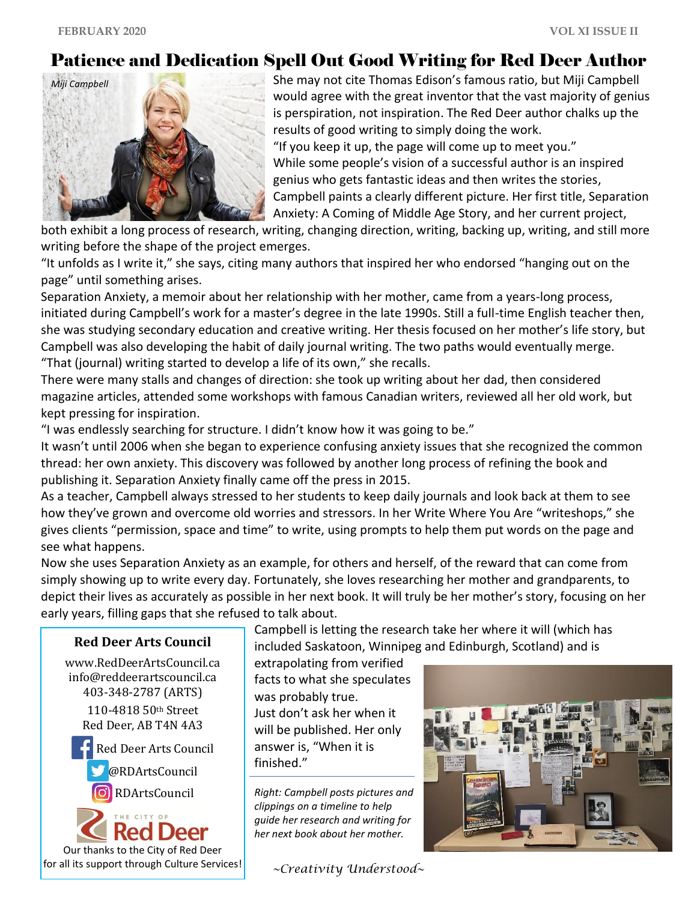# Patience and Dedication Spell Out Good Writing for Red Deer Author

*Miji Campbell*

She may not cite Thomas Edison's famous ratio, but Miji Campbell would agree with the great inventor that the vast majority of genius is perspiration, not inspiration. The Red Deer author chalks up the results of good writing to simply doing the work.

"If you keep it up, the page will come up to meet you."

While some people's vision of a successful author is an inspired genius who gets fantastic ideas and then writes the stories, Campbell paints a clearly different picture. Her first title, Separation Anxiety: A Coming of Middle Age Story, and her current project, both exhibit a long process of research, writing, changing direction, writing, backing up, writing, and still more writing before the shape of the project emerges.

"It unfolds as I write it," she says, citing many authors that inspired her who endorsed "hanging out on the page" until something arises.

Separation Anxiety, a memoir about her relationship with her mother, came from a years-long process, initiated during Campbell's work for a master's degree in the late 1990s. Still a full-time English teacher then, she was studying secondary education and creative writing. Her thesis focused on her mother's life story, but Campbell was also developing the habit of daily journal writing. The two paths would eventually merge. "That (journal) writing started to develop a life of its own," she recalls.

There were many stalls and changes of direction: she took up writing about her dad, then considered magazine articles, attended some workshops with famous Canadian writers, reviewed all her old work, but kept pressing for inspiration.

"I was endlessly searching for structure. I didn't know how it was going to be."

It wasn't until 2006 when she began to experience confusing anxiety issues that she recognized the common thread: her own anxiety. This discovery was followed by another long process of refining the book and publishing it. Separation Anxiety finally came off the press in 2015.

As a teacher, Campbell always stressed to her students to keep daily journals and look back at them to see how they've grown and overcome old worries and stressors. In her Write Where You Are "writeshops," she gives clients "permission, space and time" to write, using prompts to help them put words on the page and see what happens.

Now she uses Separation Anxiety as an example, for others and herself, of the reward that can come from simply showing up to write every day. Fortunately, she loves researching her mother and grandparents, to depict their lives as accurately as possible in her next book. It will truly be her mother's story, focusing on her early years, filling gaps that she refused to talk about.

Campbell is letting the research take her where it will (which has included Saskatoon, Winnipeg and Edinburgh, Scotland) and is extrapolating from verified facts to what she speculates was probably true.

Just don't ask her when it will be published. Her only answer is, "When it is finished."

*Right: Campbell posts pictures and clippings on a timeline to help guide her research and writing for her next book about her mother.*

**Red Deer Arts Council**

www.RedDeerArtsCouncil.ca
info@reddeerartscouncil.ca
403-348-2787 (ARTS)
110-4818 50th Street
Red Deer, AB T4N 4A3

Red Deer Arts Council
@RDArtsCouncil
RDArtsCouncil

Our thanks to the City of Red Deer for all its support through Culture Services!

*~Creativity Understood~*